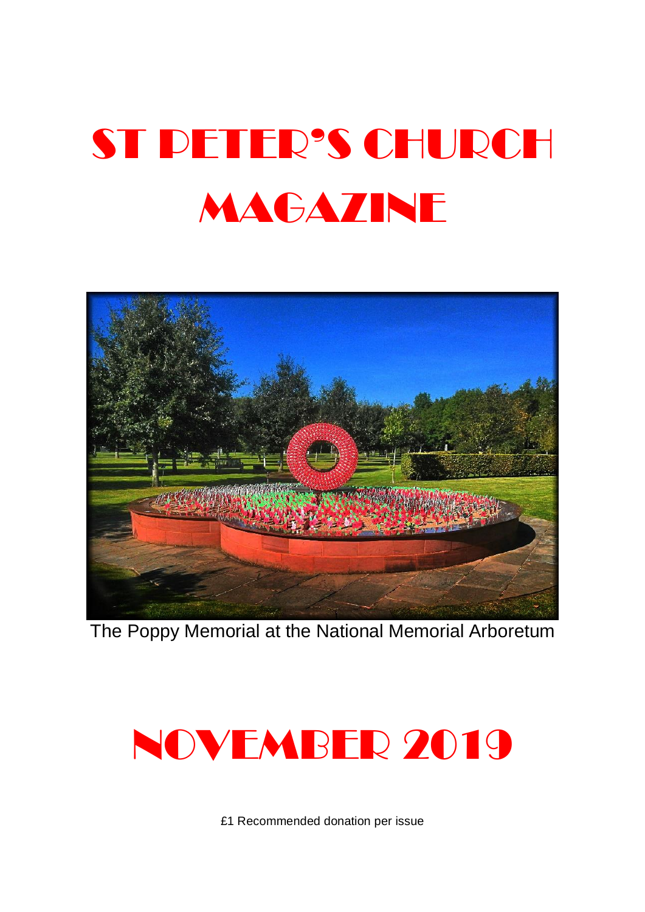# ST PETER'S CHURCH MAGAZINE

The Poppy Memorial at the National Memorial Arboretum

# NOVEMBER 2019

£1 Recommended donation per issue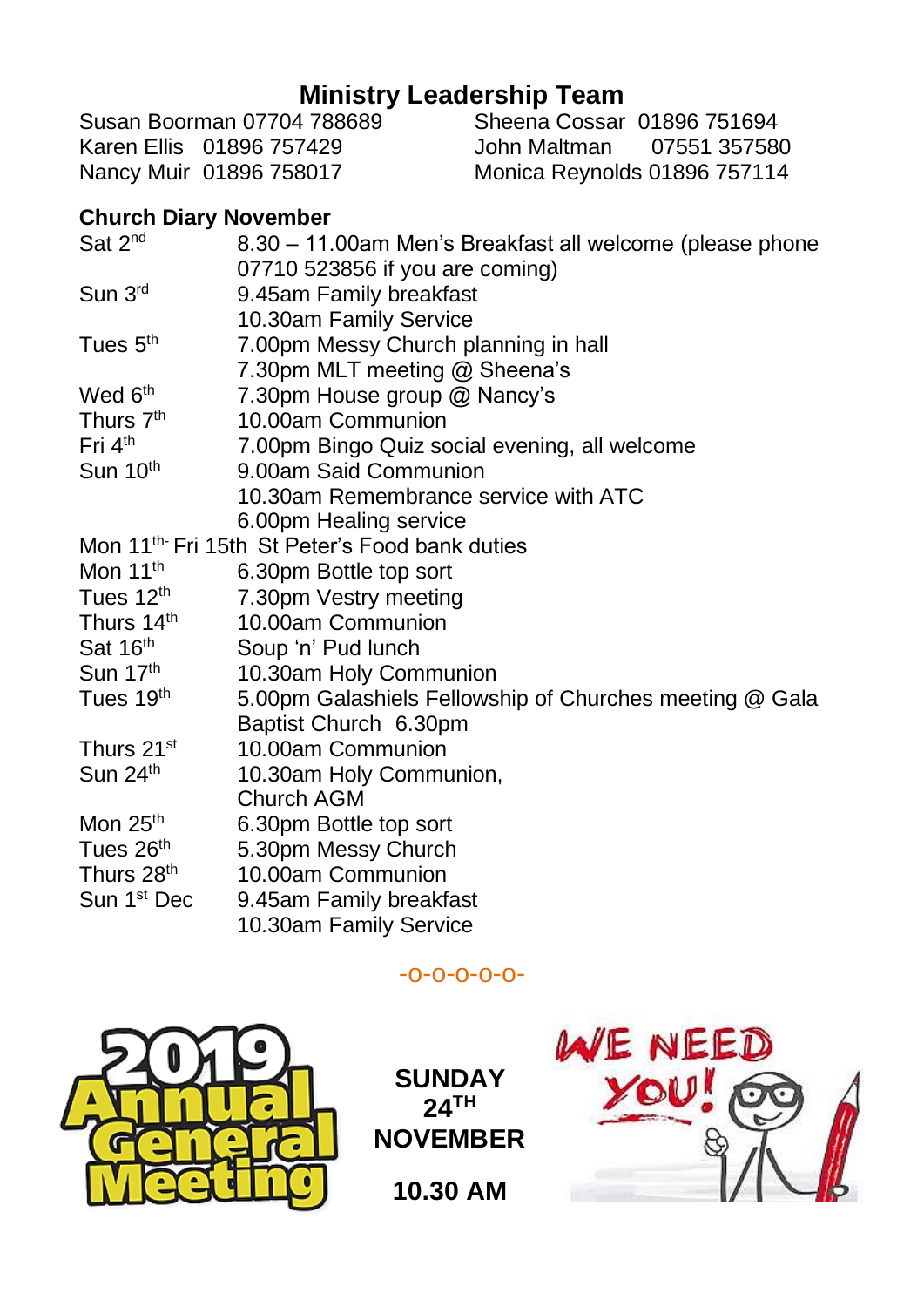## Ministry Leadership Team

Susan Boorman 07704 788689
Karen Ellis 01896 757429
Nancy Muir 01896 758017
Sheena Cossar 01896 751694
John Maltman 07551 357580
Monica Reynolds 01896 757114

### Church Diary November

| | |
|---|---|
| Sat 2nd | 8.30 – 11.00am Men's Breakfast all welcome (please phone 07710 523856 if you are coming) |
| Sun 3rd | 9.45am Family breakfast<br>10.30am Family Service |
| Tues 5th | 7.00pm Messy Church planning in hall<br>7.30pm MLT meeting @ Sheena's |
| Wed 6th | 7.30pm House group @ Nancy's |
| Thurs 7th | 10.00am Communion |
| Fri 4th | 7.00pm Bingo Quiz social evening, all welcome |
| Sun 10th | 9.00am Said Communion<br>10.30am Remembrance service with ATC<br>6.00pm Healing service |
| Mon 11th- Fri 15th | St Peter's Food bank duties |
| Mon 11th | 6.30pm Bottle top sort |
| Tues 12th | 7.30pm Vestry meeting |
| Thurs 14th | 10.00am Communion |
| Sat 16th | Soup 'n' Pud lunch |
| Sun 17th | 10.30am Holy Communion |
| Tues 19th | 5.00pm Galashiels Fellowship of Churches meeting @ Gala Baptist Church 6.30pm |
| Thurs 21st | 10.00am Communion |
| Sun 24th | 10.30am Holy Communion,<br>Church AGM |
| Mon 25th | 6.30pm Bottle top sort |
| Tues 26th | 5.30pm Messy Church |
| Thurs 28th | 10.00am Communion |
| Sun 1st Dec | 9.45am Family breakfast<br>10.30am Family Service |

-o-o-o-o-o-

2019 Annual General Meeting

**SUNDAY 24TH NOVEMBER**

**10.30 AM**

WE NEED YOU!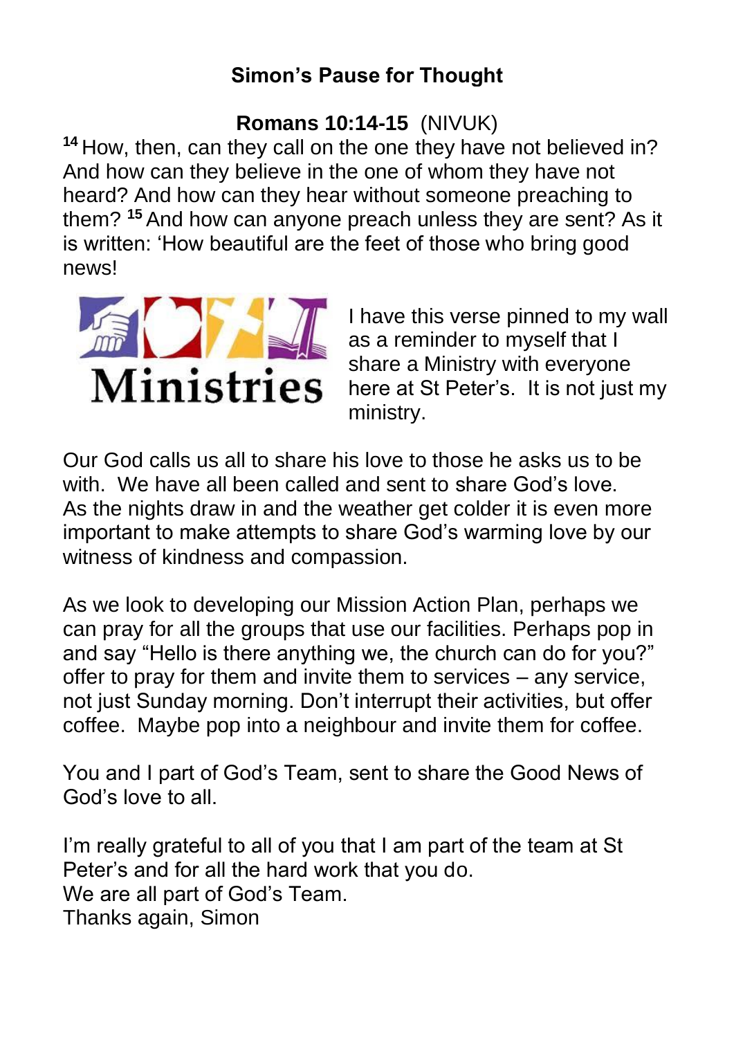# Simon's Pause for Thought

## Romans 10:14-15 (NIVUK)

[14] How, then, can they call on the one they have not believed in? And how can they believe in the one of whom they have not heard? And how can they hear without someone preaching to them? [15] And how can anyone preach unless they are sent? As it is written: 'How beautiful are the feet of those who bring good news!

I have this verse pinned to my wall as a reminder to myself that I share a Ministry with everyone here at St Peter's. It is not just my ministry.

Our God calls us all to share his love to those he asks us to be with. We have all been called and sent to share God's love. As the nights draw in and the weather get colder it is even more important to make attempts to share God's warming love by our witness of kindness and compassion.

As we look to developing our Mission Action Plan, perhaps we can pray for all the groups that use our facilities. Perhaps pop in and say "Hello is there anything we, the church can do for you?" offer to pray for them and invite them to services – any service, not just Sunday morning. Don't interrupt their activities, but offer coffee. Maybe pop into a neighbour and invite them for coffee.

You and I part of God's Team, sent to share the Good News of God's love to all.

I'm really grateful to all of you that I am part of the team at St Peter's and for all the hard work that you do.
We are all part of God's Team.
Thanks again, Simon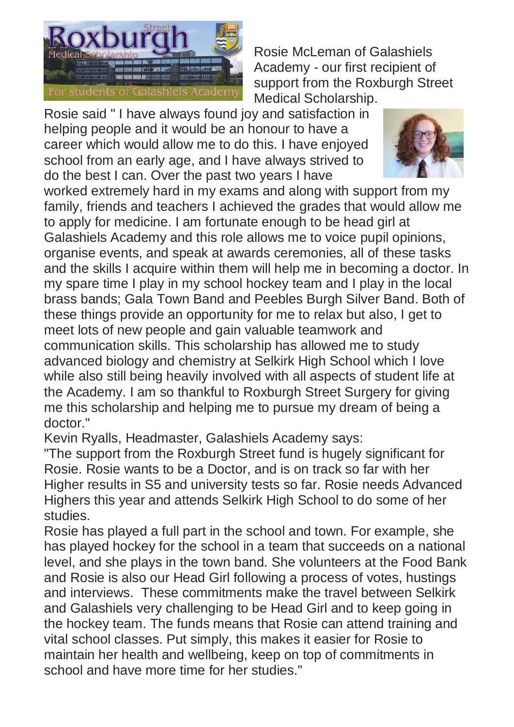Rosie McLeman of Galashiels Academy - our first recipient of support from the Roxburgh Street Medical Scholarship.

Rosie said " I have always found joy and satisfaction in helping people and it would be an honour to have a career which would allow me to do this. I have enjoyed school from an early age, and I have always strived to do the best I can. Over the past two years I have worked extremely hard in my exams and along with support from my family, friends and teachers I achieved the grades that would allow me to apply for medicine. I am fortunate enough to be head girl at Galashiels Academy and this role allows me to voice pupil opinions, organise events, and speak at awards ceremonies, all of these tasks and the skills I acquire within them will help me in becoming a doctor. In my spare time I play in my school hockey team and I play in the local brass bands; Gala Town Band and Peebles Burgh Silver Band. Both of these things provide an opportunity for me to relax but also, I get to meet lots of new people and gain valuable teamwork and communication skills. This scholarship has allowed me to study advanced biology and chemistry at Selkirk High School which I love while also still being heavily involved with all aspects of student life at the Academy. I am so thankful to Roxburgh Street Surgery for giving me this scholarship and helping me to pursue my dream of being a doctor."

Kevin Ryalls, Headmaster, Galashiels Academy says:

"The support from the Roxburgh Street fund is hugely significant for Rosie. Rosie wants to be a Doctor, and is on track so far with her Higher results in S5 and university tests so far. Rosie needs Advanced Highers this year and attends Selkirk High School to do some of her studies.

Rosie has played a full part in the school and town. For example, she has played hockey for the school in a team that succeeds on a national level, and she plays in the town band. She volunteers at the Food Bank and Rosie is also our Head Girl following a process of votes, hustings and interviews. These commitments make the travel between Selkirk and Galashiels very challenging to be Head Girl and to keep going in the hockey team. The funds means that Rosie can attend training and vital school classes. Put simply, this makes it easier for Rosie to maintain her health and wellbeing, keep on top of commitments in school and have more time for her studies."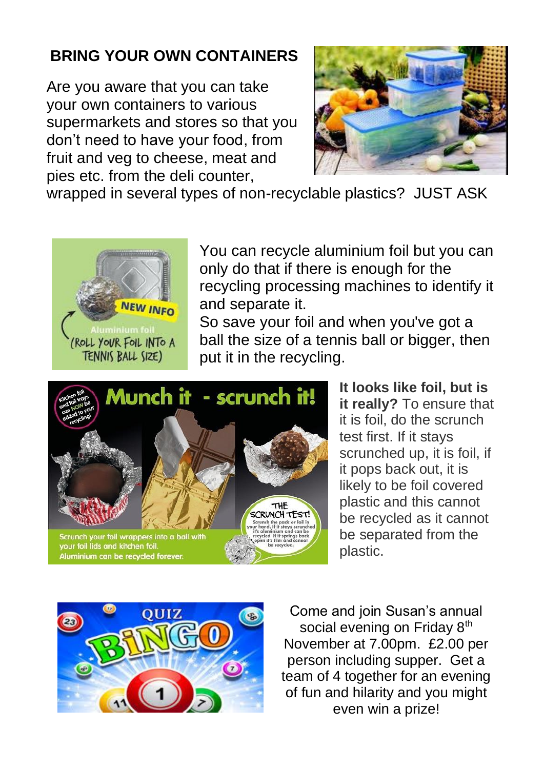## BRING YOUR OWN CONTAINERS

Are you aware that you can take your own containers to various supermarkets and stores so that you don't need to have your food, from fruit and veg to cheese, meat and pies etc. from the deli counter, wrapped in several types of non-recyclable plastics? JUST ASK

You can recycle aluminium foil but you can only do that if there is enough for the recycling processing machines to identify it and separate it.
So save your foil and when you've got a ball the size of a tennis ball or bigger, then put it in the recycling.

**It looks like foil, but is it really?** To ensure that it is foil, do the scrunch test first. If it stays scrunched up, it is foil, if it pops back out, it is likely to be foil covered plastic and this cannot be recycled as it cannot be separated from the plastic.

Come and join Susan's annual social evening on Friday 8th November at 7.00pm. £2.00 per person including supper. Get a team of 4 together for an evening of fun and hilarity and you might even win a prize!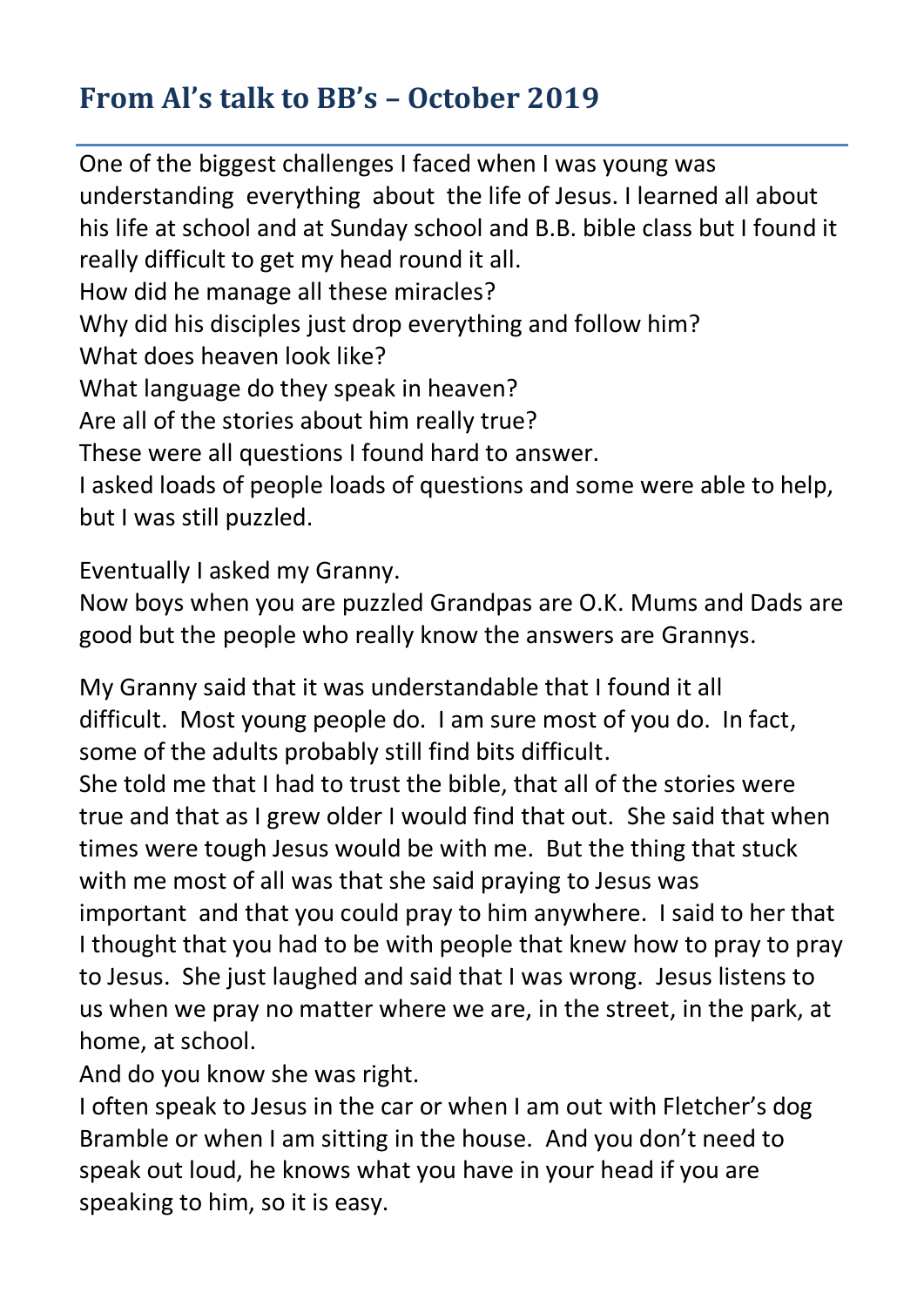## From Al's talk to BB's – October 2019

One of the biggest challenges I faced when I was young was understanding everything about the life of Jesus. I learned all about his life at school and at Sunday school and B.B. bible class but I found it really difficult to get my head round it all.
How did he manage all these miracles?
Why did his disciples just drop everything and follow him?
What does heaven look like?
What language do they speak in heaven?
Are all of the stories about him really true?
These were all questions I found hard to answer.
I asked loads of people loads of questions and some were able to help, but I was still puzzled.

Eventually I asked my Granny.
Now boys when you are puzzled Grandpas are O.K. Mums and Dads are good but the people who really know the answers are Grannys.

My Granny said that it was understandable that I found it all difficult. Most young people do. I am sure most of you do. In fact, some of the adults probably still find bits difficult.
She told me that I had to trust the bible, that all of the stories were true and that as I grew older I would find that out. She said that when times were tough Jesus would be with me. But the thing that stuck with me most of all was that she said praying to Jesus was important and that you could pray to him anywhere. I said to her that I thought that you had to be with people that knew how to pray to pray to Jesus. She just laughed and said that I was wrong. Jesus listens to us when we pray no matter where we are, in the street, in the park, at home, at school.
And do you know she was right.
I often speak to Jesus in the car or when I am out with Fletcher's dog Bramble or when I am sitting in the house. And you don't need to speak out loud, he knows what you have in your head if you are speaking to him, so it is easy.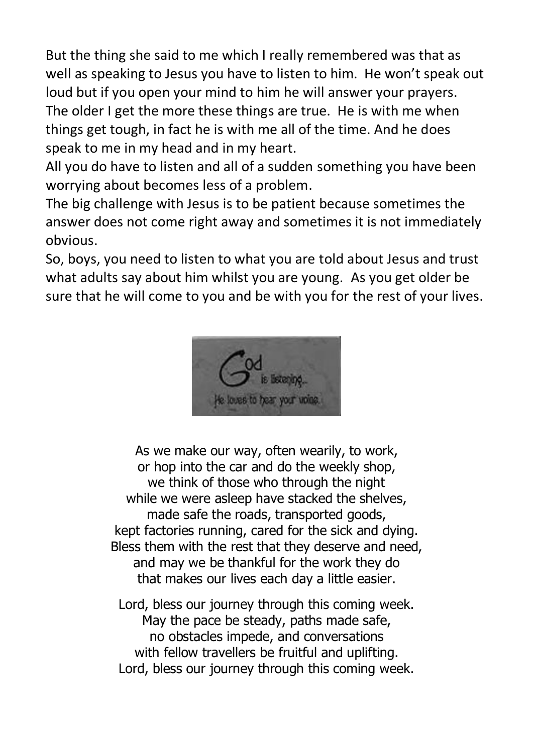But the thing she said to me which I really remembered was that as well as speaking to Jesus you have to listen to him. He won't speak out loud but if you open your mind to him he will answer your prayers. The older I get the more these things are true. He is with me when things get tough, in fact he is with me all of the time. And he does speak to me in my head and in my heart.

All you do have to listen and all of a sudden something you have been worrying about becomes less of a problem.

The big challenge with Jesus is to be patient because sometimes the answer does not come right away and sometimes it is not immediately obvious.

So, boys, you need to listen to what you are told about Jesus and trust what adults say about him whilst you are young. As you get older be sure that he will come to you and be with you for the rest of your lives.

God is listening... He loves to hear your voice.

As we make our way, often wearily, to work,
or hop into the car and do the weekly shop,
we think of those who through the night
while we were asleep have stacked the shelves,
made safe the roads, transported goods,
kept factories running, cared for the sick and dying.
Bless them with the rest that they deserve and need,
and may we be thankful for the work they do
that makes our lives each day a little easier.

Lord, bless our journey through this coming week.
May the pace be steady, paths made safe,
no obstacles impede, and conversations
with fellow travellers be fruitful and uplifting.
Lord, bless our journey through this coming week.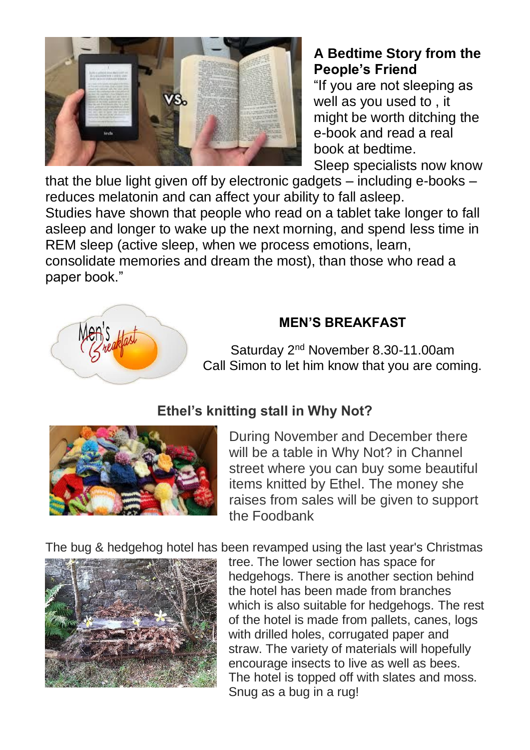### A Bedtime Story from the People's Friend

"If you are not sleeping as well as you used to , it might be worth ditching the e-book and read a real book at bedtime.
Sleep specialists now know that the blue light given off by electronic gadgets – including e-books – reduces melatonin and can affect your ability to fall asleep.
Studies have shown that people who read on a tablet take longer to fall asleep and longer to wake up the next morning, and spend less time in REM sleep (active sleep, when we process emotions, learn, consolidate memories and dream the most), than those who read a paper book."

### MEN'S BREAKFAST

Saturday 2nd November 8.30-11.00am
Call Simon to let him know that you are coming.

### Ethel's knitting stall in Why Not?

During November and December there will be a table in Why Not? in Channel street where you can buy some beautiful items knitted by Ethel. The money she raises from sales will be given to support the Foodbank

The bug & hedgehog hotel has been revamped using the last year's Christmas tree. The lower section has space for hedgehogs. There is another section behind the hotel has been made from branches which is also suitable for hedgehogs. The rest of the hotel is made from pallets, canes, logs with drilled holes, corrugated paper and straw. The variety of materials will hopefully encourage insects to live as well as bees. The hotel is topped off with slates and moss. Snug as a bug in a rug!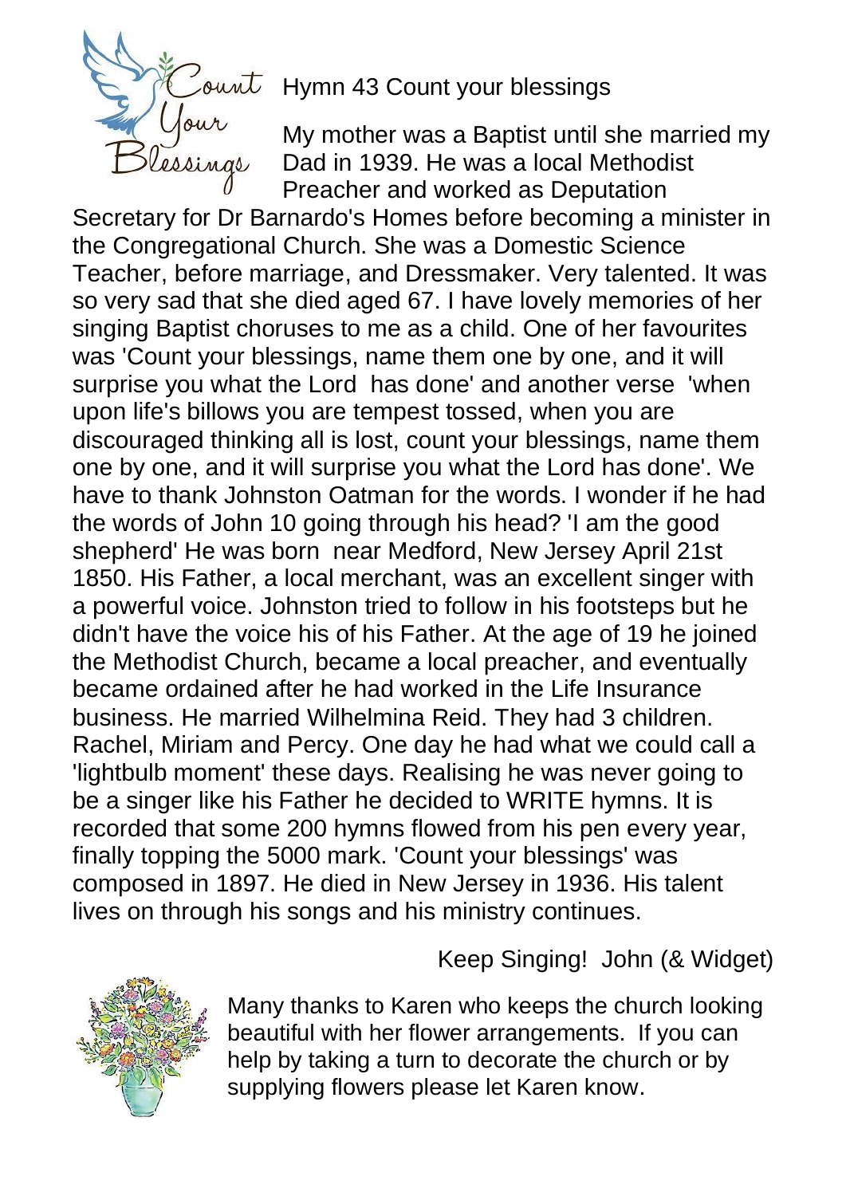## Hymn 43 Count your blessings

My mother was a Baptist until she married my Dad in 1939. He was a local Methodist Preacher and worked as Deputation Secretary for Dr Barnardo's Homes before becoming a minister in the Congregational Church. She was a Domestic Science Teacher, before marriage, and Dressmaker. Very talented. It was so very sad that she died aged 67. I have lovely memories of her singing Baptist choruses to me as a child. One of her favourites was 'Count your blessings, name them one by one, and it will surprise you what the Lord has done' and another verse 'when upon life's billows you are tempest tossed, when you are discouraged thinking all is lost, count your blessings, name them one by one, and it will surprise you what the Lord has done'. We have to thank Johnston Oatman for the words. I wonder if he had the words of John 10 going through his head? 'I am the good shepherd' He was born near Medford, New Jersey April 21st 1850. His Father, a local merchant, was an excellent singer with a powerful voice. Johnston tried to follow in his footsteps but he didn't have the voice his of his Father. At the age of 19 he joined the Methodist Church, became a local preacher, and eventually became ordained after he had worked in the Life Insurance business. He married Wilhelmina Reid. They had 3 children. Rachel, Miriam and Percy. One day he had what we could call a 'lightbulb moment' these days. Realising he was never going to be a singer like his Father he decided to WRITE hymns. It is recorded that some 200 hymns flowed from his pen every year, finally topping the 5000 mark. 'Count your blessings' was composed in 1897. He died in New Jersey in 1936. His talent lives on through his songs and his ministry continues.

Keep Singing! John (& Widget)

Many thanks to Karen who keeps the church looking beautiful with her flower arrangements. If you can help by taking a turn to decorate the church or by supplying flowers please let Karen know.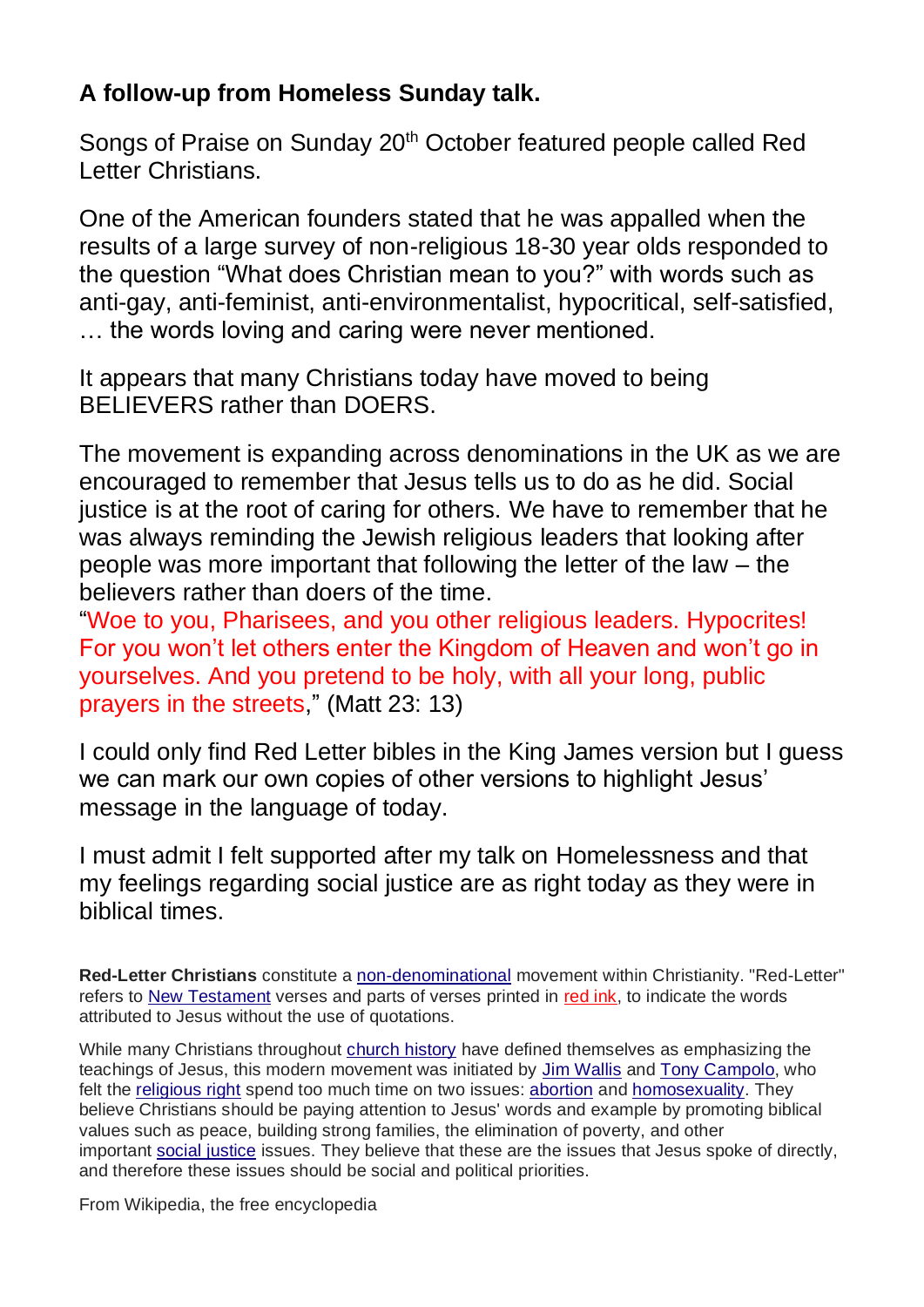**A follow-up from Homeless Sunday talk.**

Songs of Praise on Sunday 20th October featured people called Red Letter Christians.

One of the American founders stated that he was appalled when the results of a large survey of non-religious 18-30 year olds responded to the question "What does Christian mean to you?" with words such as anti-gay, anti-feminist, anti-environmentalist, hypocritical, self-satisfied, … the words loving and caring were never mentioned.

It appears that many Christians today have moved to being BELIEVERS rather than DOERS.

The movement is expanding across denominations in the UK as we are encouraged to remember that Jesus tells us to do as he did. Social justice is at the root of caring for others. We have to remember that he was always reminding the Jewish religious leaders that looking after people was more important that following the letter of the law – the believers rather than doers of the time.
"Woe to you, Pharisees, and you other religious leaders. Hypocrites! For you won't let others enter the Kingdom of Heaven and won't go in yourselves. And you pretend to be holy, with all your long, public prayers in the streets," (Matt 23: 13)

I could only find Red Letter bibles in the King James version but I guess we can mark our own copies of other versions to highlight Jesus' message in the language of today.

I must admit I felt supported after my talk on Homelessness and that my feelings regarding social justice are as right today as they were in biblical times.

**Red-Letter Christians** constitute a non-denominational movement within Christianity. "Red-Letter" refers to New Testament verses and parts of verses printed in red ink, to indicate the words attributed to Jesus without the use of quotations.

While many Christians throughout church history have defined themselves as emphasizing the teachings of Jesus, this modern movement was initiated by Jim Wallis and Tony Campolo, who felt the religious right spend too much time on two issues: abortion and homosexuality. They believe Christians should be paying attention to Jesus' words and example by promoting biblical values such as peace, building strong families, the elimination of poverty, and other important social justice issues. They believe that these are the issues that Jesus spoke of directly, and therefore these issues should be social and political priorities.

From Wikipedia, the free encyclopedia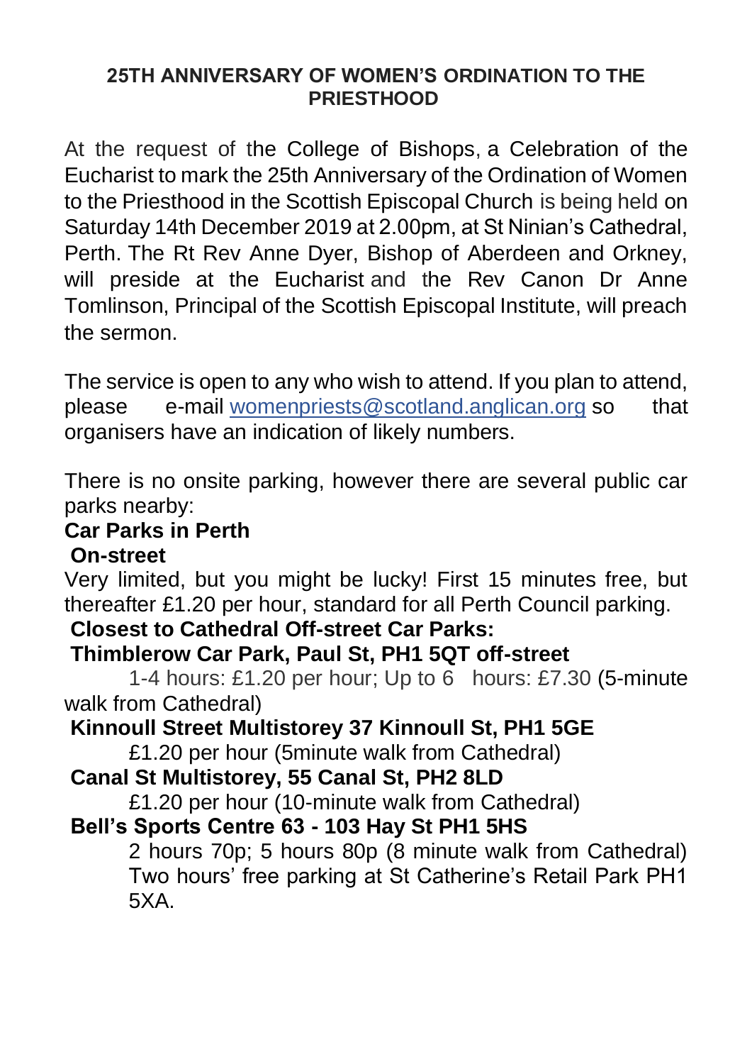## 25TH ANNIVERSARY OF WOMEN'S ORDINATION TO THE PRIESTHOOD

At the request of the College of Bishops, a Celebration of the Eucharist to mark the 25th Anniversary of the Ordination of Women to the Priesthood in the Scottish Episcopal Church is being held on Saturday 14th December 2019 at 2.00pm, at St Ninian's Cathedral, Perth. The Rt Rev Anne Dyer, Bishop of Aberdeen and Orkney, will preside at the Eucharist and the Rev Canon Dr Anne Tomlinson, Principal of the Scottish Episcopal Institute, will preach the sermon.

The service is open to any who wish to attend. If you plan to attend, please e-mail womenpriests@scotland.anglican.org so that organisers have an indication of likely numbers.

There is no onsite parking, however there are several public car parks nearby:

**Car Parks in Perth**

**On-street**

Very limited, but you might be lucky! First 15 minutes free, but thereafter £1.20 per hour, standard for all Perth Council parking.

**Closest to Cathedral Off-street Car Parks:**

**Thimblerow Car Park, Paul St, PH1 5QT off-street**

1-4 hours: £1.20 per hour; Up to 6 hours: £7.30 (5-minute walk from Cathedral)

**Kinnoull Street Multistorey 37 Kinnoull St, PH1 5GE**

£1.20 per hour (5minute walk from Cathedral)

**Canal St Multistorey, 55 Canal St, PH2 8LD**

£1.20 per hour (10-minute walk from Cathedral)

**Bell's Sports Centre 63 - 103 Hay St PH1 5HS**

2 hours 70p; 5 hours 80p (8 minute walk from Cathedral) Two hours' free parking at St Catherine's Retail Park PH1 5XA.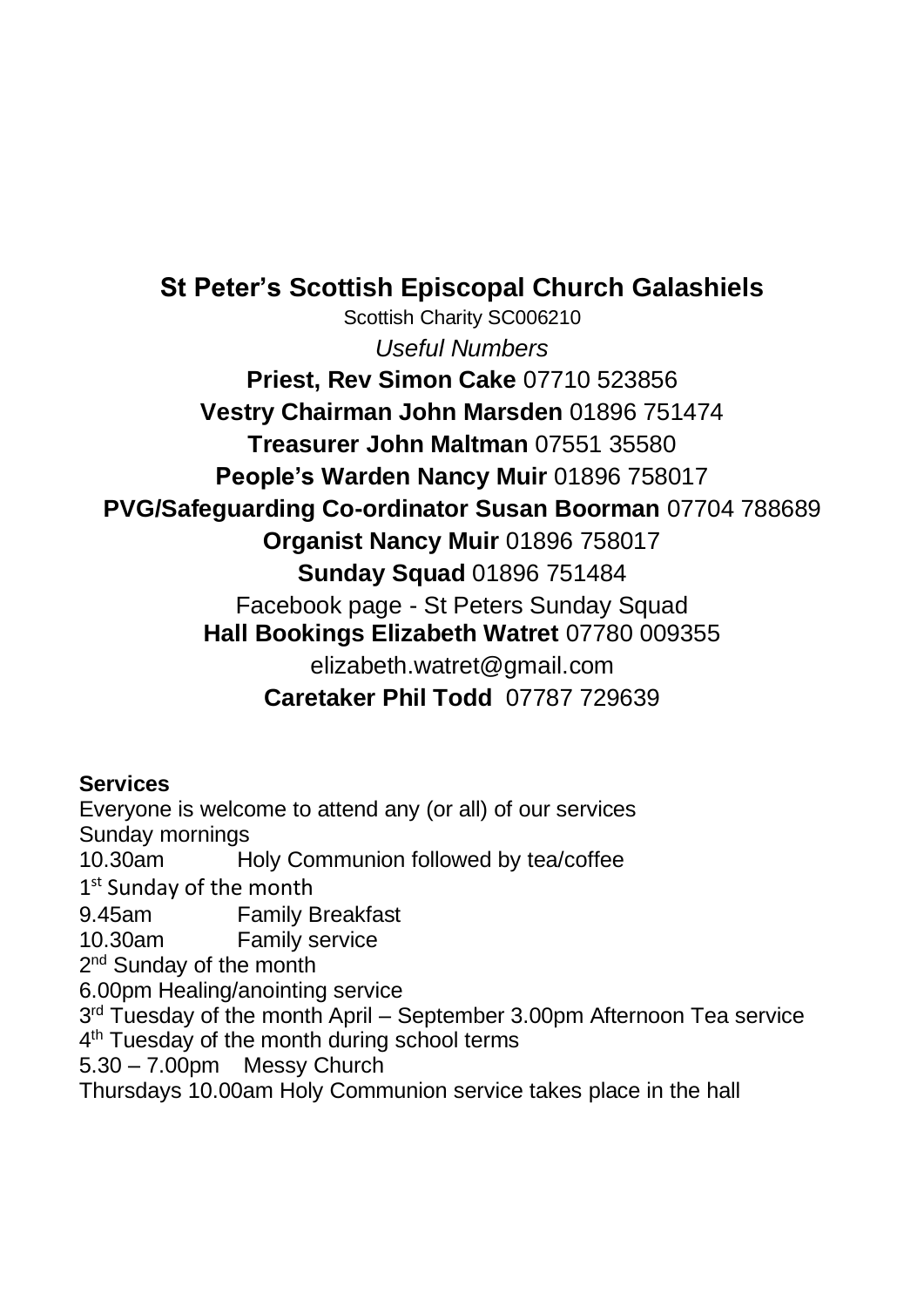## St Peter's Scottish Episcopal Church Galashiels

Scottish Charity SC006210

*Useful Numbers*

**Priest, Rev Simon Cake** 07710 523856

**Vestry Chairman John Marsden** 01896 751474

**Treasurer John Maltman** 07551 35580

**People's Warden Nancy Muir** 01896 758017

**PVG/Safeguarding Co-ordinator Susan Boorman** 07704 788689

**Organist Nancy Muir** 01896 758017

**Sunday Squad** 01896 751484

Facebook page - St Peters Sunday Squad

**Hall Bookings Elizabeth Watret** 07780 009355

elizabeth.watret@gmail.com

**Caretaker Phil Todd** 07787 729639

**Services**

Everyone is welcome to attend any (or all) of our services

Sunday mornings

10.30am Holy Communion followed by tea/coffee

1st Sunday of the month

9.45am Family Breakfast

10.30am Family service

2nd Sunday of the month

6.00pm Healing/anointing service

3rd Tuesday of the month April – September 3.00pm Afternoon Tea service

4th Tuesday of the month during school terms

5.30 – 7.00pm Messy Church

Thursdays 10.00am Holy Communion service takes place in the hall